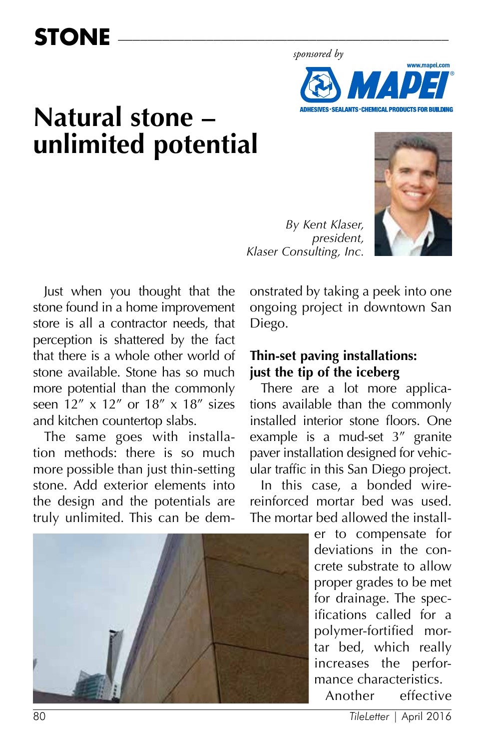# STONE

*sponsored by*

# Natural stone – unlimited potential

*By Kent Klaser, president, Klaser Consulting, Inc.*

Just when you thought that the stone found in a home improvement store is all a contractor needs, that perception is shattered by the fact that there is a whole other world of stone available. Stone has so much more potential than the commonly seen 12″ x 12″ or 18″ x 18″ sizes and kitchen countertop slabs.

The same goes with installation methods: there is so much more possible than just thin-setting stone. Add exterior elements into the design and the potentials are truly unlimited. This can be demonstrated by taking a peek into one ongoing project in downtown San Diego.

### Thin-set paving installations: just the tip of the iceberg

There are a lot more applications available than the commonly installed interior stone floors. One example is a mud-set 3″ granite paver installation designed for vehicular traffic in this San Diego project.

In this case, a bonded wire-reinforced mortar bed was used. The mortar bed allowed the installer to compensate for deviations in the concrete substrate to allow proper grades to be met for drainage. The specifications called for a polymer-fortified mortar bed, which really increases the performance characteristics.

Another effective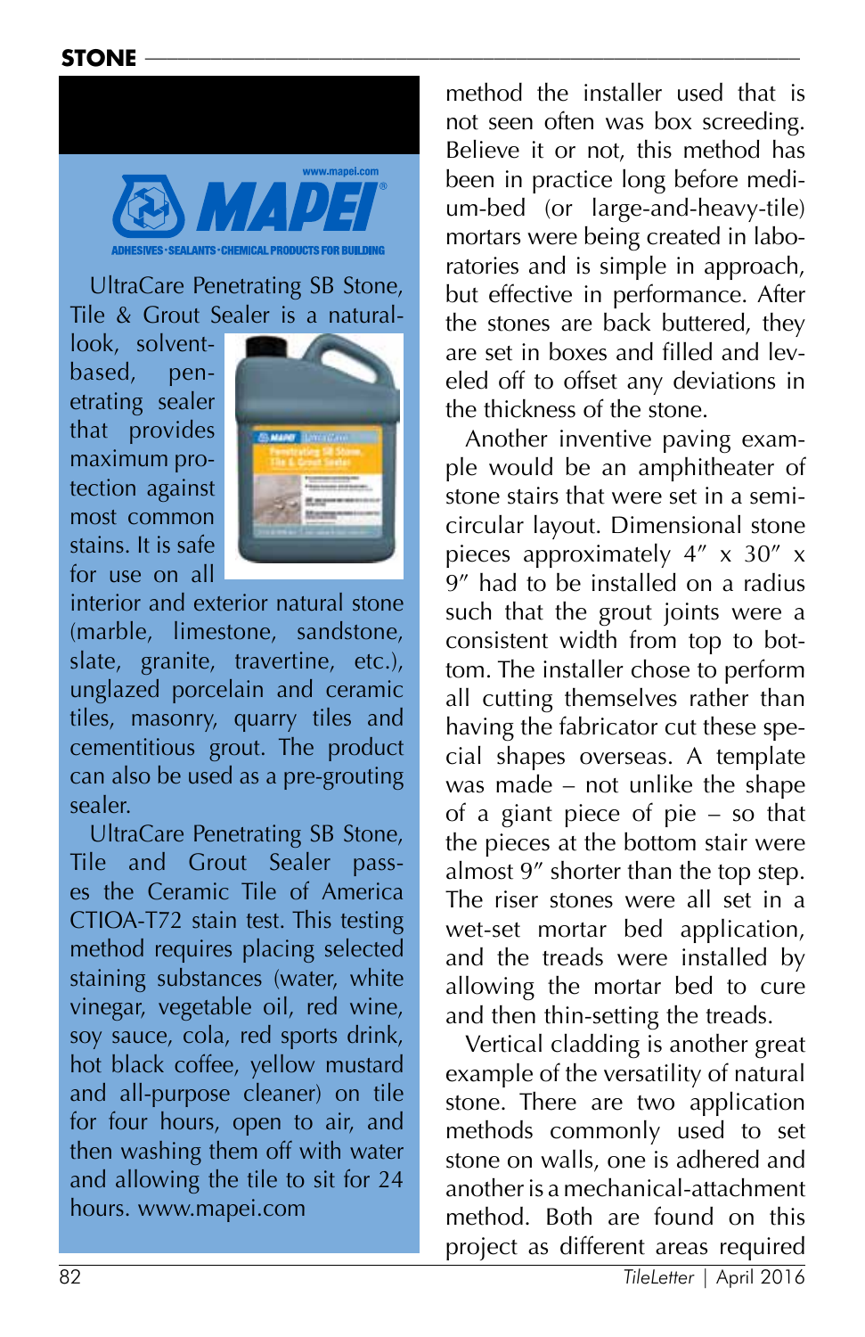MAPEI

www.mapei.com

ADHESIVES · SEALANTS · CHEMICAL PRODUCTS FOR BUILDING

UltraCare Penetrating SB Stone, Tile & Grout Sealer is a natural-look, solvent-based, penetrating sealer that provides maximum protection against most common stains. It is safe for use on all interior and exterior natural stone (marble, limestone, sandstone, slate, granite, travertine, etc.), unglazed porcelain and ceramic tiles, masonry, quarry tiles and cementitious grout. The product can also be used as a pre-grouting sealer.

UltraCare Penetrating SB Stone, Tile and Grout Sealer passes the Ceramic Tile of America CTIOA-T72 stain test. This testing method requires placing selected staining substances (water, white vinegar, vegetable oil, red wine, soy sauce, cola, red sports drink, hot black coffee, yellow mustard and all-purpose cleaner) on tile for four hours, open to air, and then washing them off with water and allowing the tile to sit for 24 hours. www.mapei.com

method the installer used that is not seen often was box screeding. Believe it or not, this method has been in practice long before medium-bed (or large-and-heavy-tile) mortars were being created in laboratories and is simple in approach, but effective in performance. After the stones are back buttered, they are set in boxes and filled and leveled off to offset any deviations in the thickness of the stone.

Another inventive paving example would be an amphitheater of stone stairs that were set in a semi-circular layout. Dimensional stone pieces approximately 4″ x 30″ x 9″ had to be installed on a radius such that the grout joints were a consistent width from top to bottom. The installer chose to perform all cutting themselves rather than having the fabricator cut these special shapes overseas. A template was made – not unlike the shape of a giant piece of pie – so that the pieces at the bottom stair were almost 9″ shorter than the top step. The riser stones were all set in a wet-set mortar bed application, and the treads were installed by allowing the mortar bed to cure and then thin-setting the treads.

Vertical cladding is another great example of the versatility of natural stone. There are two application methods commonly used to set stone on walls, one is adhered and another is a mechanical-attachment method. Both are found on this project as different areas required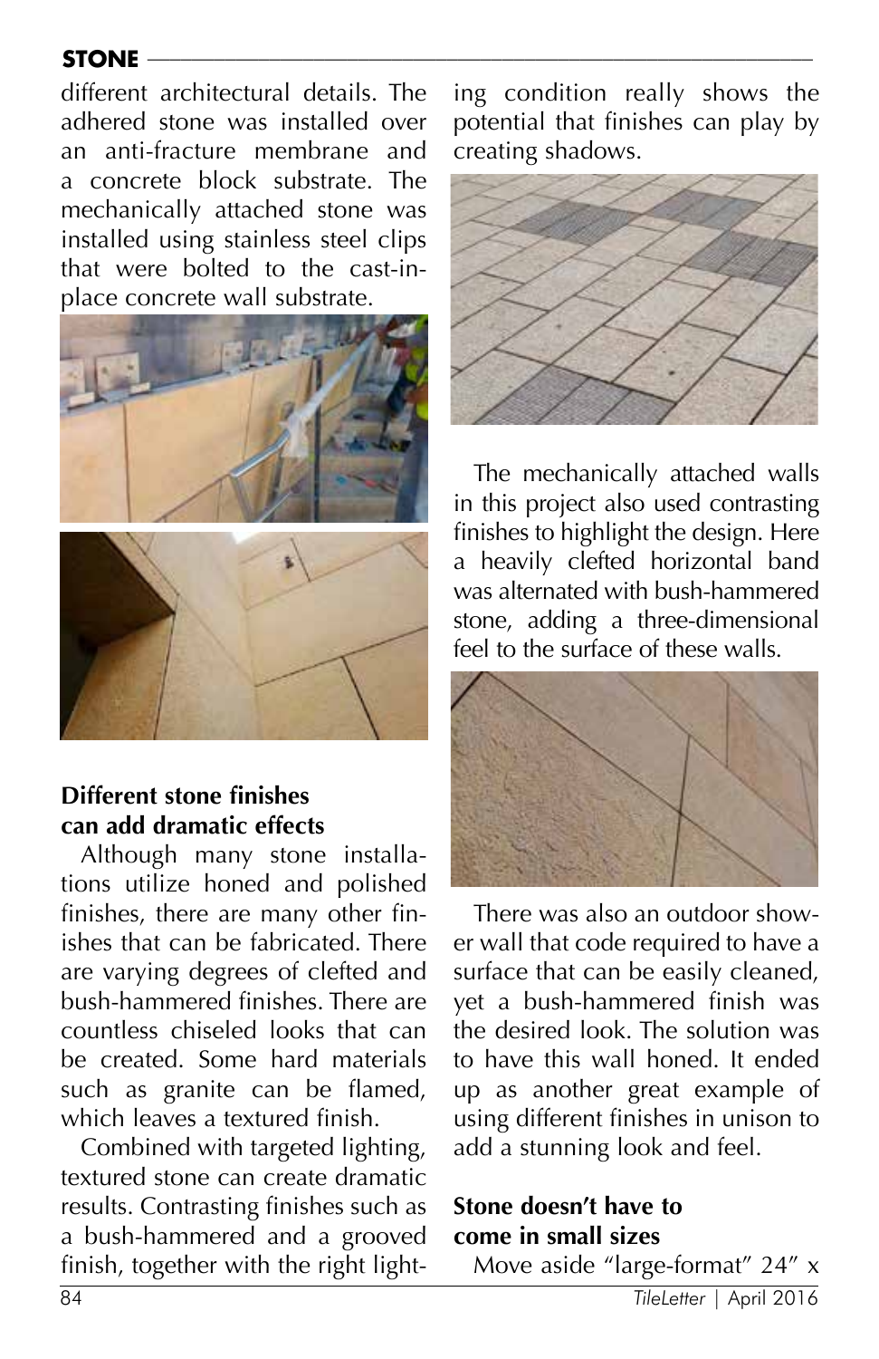different architectural details. The adhered stone was installed over an anti-fracture membrane and a concrete block substrate. The mechanically attached stone was installed using stainless steel clips that were bolted to the cast-in-place concrete wall substrate.

## Different stone finishes can add dramatic effects

Although many stone installations utilize honed and polished finishes, there are many other finishes that can be fabricated. There are varying degrees of clefted and bush-hammered finishes. There are countless chiseled looks that can be created. Some hard materials such as granite can be flamed, which leaves a textured finish.

Combined with targeted lighting, textured stone can create dramatic results. Contrasting finishes such as a bush-hammered and a grooved finish, together with the right lighting condition really shows the potential that finishes can play by creating shadows.

The mechanically attached walls in this project also used contrasting finishes to highlight the design. Here a heavily clefted horizontal band was alternated with bush-hammered stone, adding a three-dimensional feel to the surface of these walls.

There was also an outdoor shower wall that code required to have a surface that can be easily cleaned, yet a bush-hammered finish was the desired look. The solution was to have this wall honed. It ended up as another great example of using different finishes in unison to add a stunning look and feel.

## Stone doesn't have to come in small sizes

Move aside "large-format" 24" x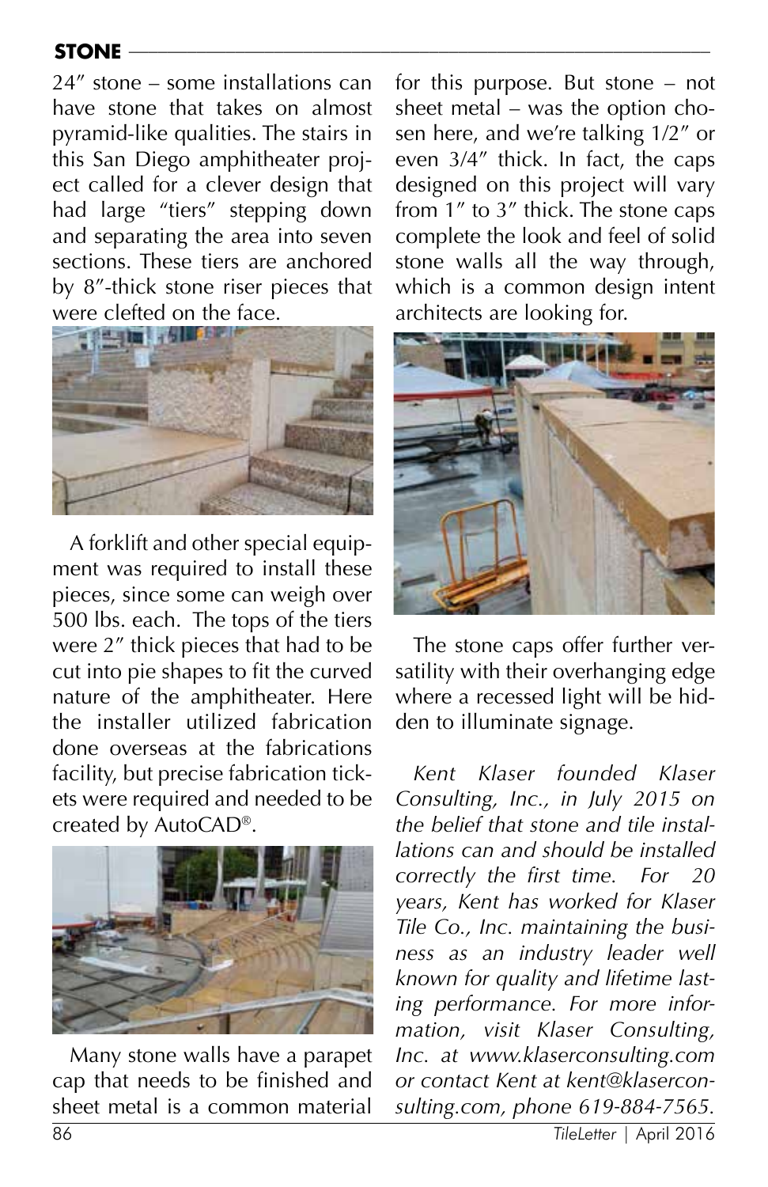24″ stone – some installations can have stone that takes on almost pyramid-like qualities. The stairs in this San Diego amphitheater project called for a clever design that had large "tiers" stepping down and separating the area into seven sections. These tiers are anchored by 8″-thick stone riser pieces that were clefted on the face.

A forklift and other special equipment was required to install these pieces, since some can weigh over 500 lbs. each. The tops of the tiers were 2″ thick pieces that had to be cut into pie shapes to fit the curved nature of the amphitheater. Here the installer utilized fabrication done overseas at the fabrications facility, but precise fabrication tickets were required and needed to be created by AutoCAD®.

Many stone walls have a parapet cap that needs to be finished and sheet metal is a common material for this purpose. But stone – not sheet metal – was the option chosen here, and we're talking 1/2″ or even 3/4″ thick. In fact, the caps designed on this project will vary from 1″ to 3″ thick. The stone caps complete the look and feel of solid stone walls all the way through, which is a common design intent architects are looking for.

The stone caps offer further versatility with their overhanging edge where a recessed light will be hidden to illuminate signage.

*Kent Klaser founded Klaser Consulting, Inc., in July 2015 on the belief that stone and tile installations can and should be installed correctly the first time. For 20 years, Kent has worked for Klaser Tile Co., Inc. maintaining the business as an industry leader well known for quality and lifetime lasting performance. For more information, visit Klaser Consulting, Inc. at www.klaserconsulting.com or contact Kent at kent@klaserconsulting.com, phone 619-884-7565.*